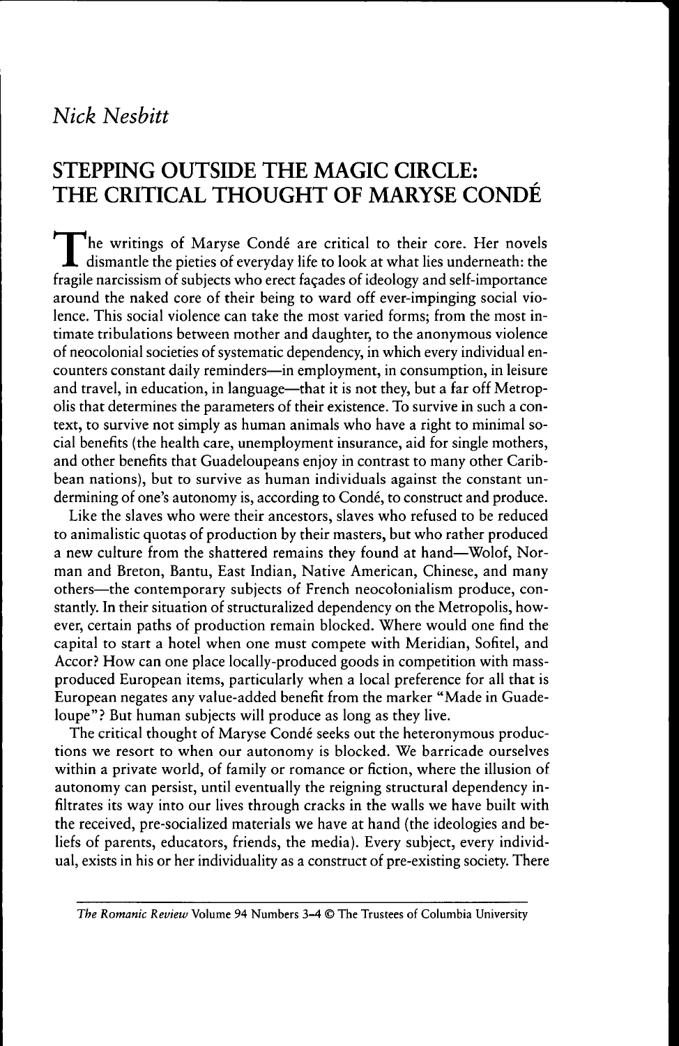*Nick Nesbitt*

# STEPPING OUTSIDE THE MAGIC CIRCLE: THE CRITICAL THOUGHT OF MARYSE CONDÉ

The writings of Maryse Condé are critical to their core. Her novels dismantle the pieties of everyday life to look at what lies underneath: the fragile narcissism of subjects who erect façades of ideology and self-importance around the naked core of their being to ward off ever-impinging social violence. This social violence can take the most varied forms; from the most intimate tribulations between mother and daughter, to the anonymous violence of neocolonial societies of systematic dependency, in which every individual encounters constant daily reminders—in employment, in consumption, in leisure and travel, in education, in language—that it is not they, but a far off Metropolis that determines the parameters of their existence. To survive in such a context, to survive not simply as human animals who have a right to minimal social benefits (the health care, unemployment insurance, aid for single mothers, and other benefits that Guadeloupeans enjoy in contrast to many other Caribbean nations), but to survive as human individuals against the constant undermining of one's autonomy is, according to Condé, to construct and produce.

Like the slaves who were their ancestors, slaves who refused to be reduced to animalistic quotas of production by their masters, but who rather produced a new culture from the shattered remains they found at hand—Wolof, Norman and Breton, Bantu, East Indian, Native American, Chinese, and many others—the contemporary subjects of French neocolonialism produce, constantly. In their situation of structuralized dependency on the Metropolis, however, certain paths of production remain blocked. Where would one find the capital to start a hotel when one must compete with Meridian, Sofitel, and Accor? How can one place locally-produced goods in competition with mass-produced European items, particularly when a local preference for all that is European negates any value-added benefit from the marker "Made in Guadeloupe"? But human subjects will produce as long as they live.

The critical thought of Maryse Condé seeks out the heteronymous productions we resort to when our autonomy is blocked. We barricade ourselves within a private world, of family or romance or fiction, where the illusion of autonomy can persist, until eventually the reigning structural dependency infiltrates its way into our lives through cracks in the walls we have built with the received, pre-socialized materials we have at hand (the ideologies and beliefs of parents, educators, friends, the media). Every subject, every individual, exists in his or her individuality as a construct of pre-existing society. There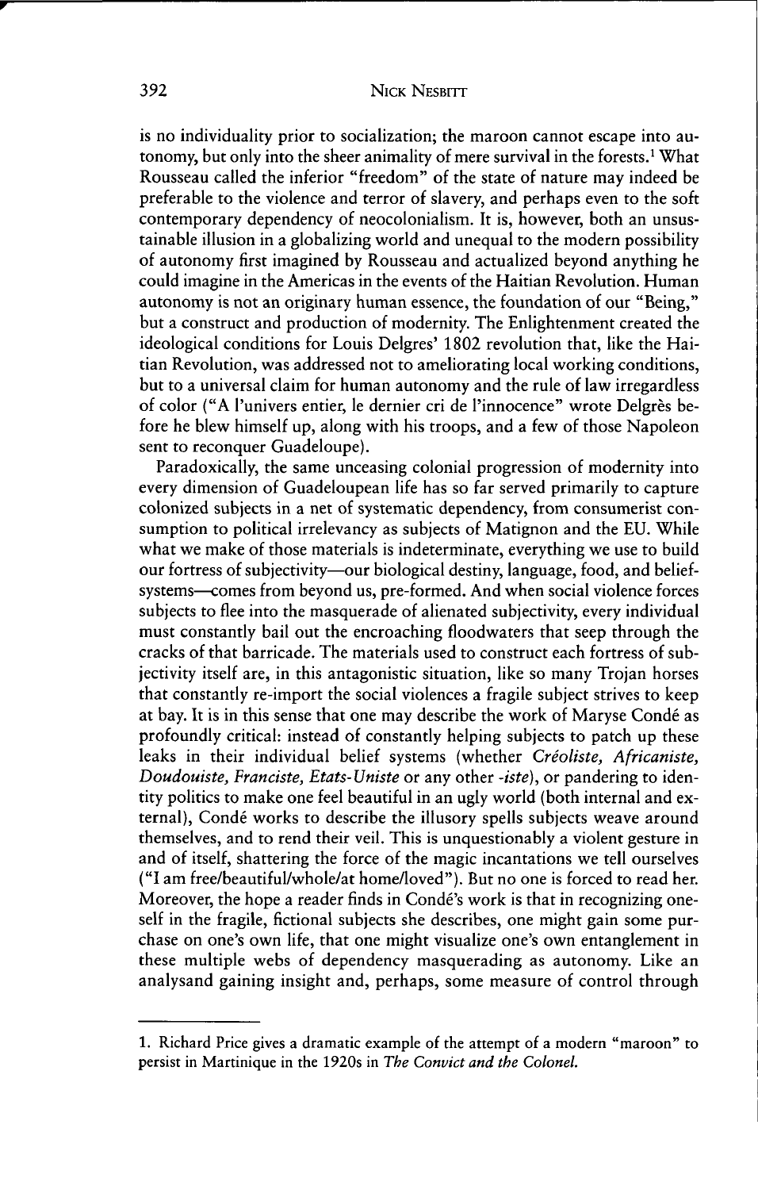is no individuality prior to socialization; the maroon cannot escape into autonomy, but only into the sheer animality of mere survival in the forests.[1] What Rousseau called the inferior "freedom" of the state of nature may indeed be preferable to the violence and terror of slavery, and perhaps even to the soft contemporary dependency of neocolonialism. It is, however, both an unsustainable illusion in a globalizing world and unequal to the modern possibility of autonomy first imagined by Rousseau and actualized beyond anything he could imagine in the Americas in the events of the Haitian Revolution. Human autonomy is not an originary human essence, the foundation of our "Being," but a construct and production of modernity. The Enlightenment created the ideological conditions for Louis Delgres' 1802 revolution that, like the Haitian Revolution, was addressed not to ameliorating local working conditions, but to a universal claim for human autonomy and the rule of law irregardless of color ("A l'univers entier, le dernier cri de l'innocence" wrote Delgrès before he blew himself up, along with his troops, and a few of those Napoleon sent to reconquer Guadeloupe).

Paradoxically, the same unceasing colonial progression of modernity into every dimension of Guadeloupean life has so far served primarily to capture colonized subjects in a net of systematic dependency, from consumerist consumption to political irrelevancy as subjects of Matignon and the EU. While what we make of those materials is indeterminate, everything we use to build our fortress of subjectivity—our biological destiny, language, food, and belief-systems—comes from beyond us, pre-formed. And when social violence forces subjects to flee into the masquerade of alienated subjectivity, every individual must constantly bail out the encroaching floodwaters that seep through the cracks of that barricade. The materials used to construct each fortress of subjectivity itself are, in this antagonistic situation, like so many Trojan horses that constantly re-import the social violences a fragile subject strives to keep at bay. It is in this sense that one may describe the work of Maryse Condé as profoundly critical: instead of constantly helping subjects to patch up these leaks in their individual belief systems (whether *Créoliste, Africaniste, Doudouiste, Franciste, Etats-Uniste* or any other *-iste*), or pandering to identity politics to make one feel beautiful in an ugly world (both internal and external), Condé works to describe the illusory spells subjects weave around themselves, and to rend their veil. This is unquestionably a violent gesture in and of itself, shattering the force of the magic incantations we tell ourselves ("I am free/beautiful/whole/at home/loved"). But no one is forced to read her. Moreover, the hope a reader finds in Condé's work is that in recognizing oneself in the fragile, fictional subjects she describes, one might gain some purchase on one's own life, that one might visualize one's own entanglement in these multiple webs of dependency masquerading as autonomy. Like an analysand gaining insight and, perhaps, some measure of control through

1. Richard Price gives a dramatic example of the attempt of a modern "maroon" to persist in Martinique in the 1920s in *The Convict and the Colonel.*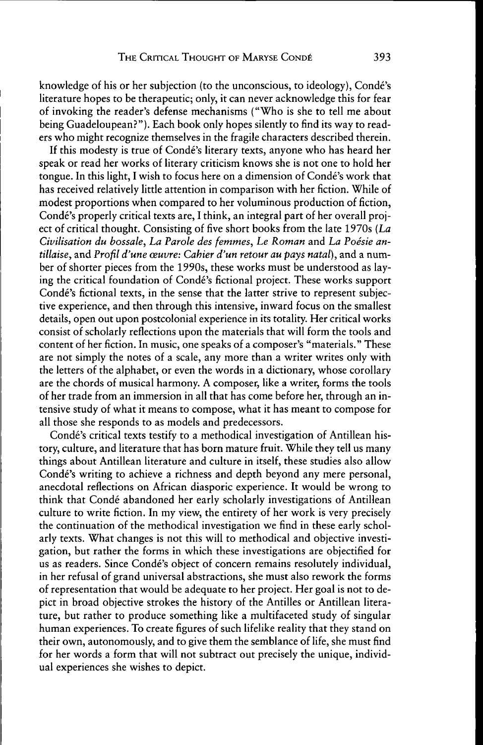knowledge of his or her subjection (to the unconscious, to ideology), Condé's literature hopes to be therapeutic; only, it can never acknowledge this for fear of invoking the reader's defense mechanisms ("Who is she to tell me about being Guadeloupean?"). Each book only hopes silently to find its way to readers who might recognize themselves in the fragile characters described therein.

If this modesty is true of Condé's literary texts, anyone who has heard her speak or read her works of literary criticism knows she is not one to hold her tongue. In this light, I wish to focus here on a dimension of Condé's work that has received relatively little attention in comparison with her fiction. While of modest proportions when compared to her voluminous production of fiction, Condé's properly critical texts are, I think, an integral part of her overall project of critical thought. Consisting of five short books from the late 1970s (*La Civilisation du bossale*, *La Parole des femmes*, *Le Roman* and *La Poésie antillaise*, and *Profil d'une œuvre: Cahier d'un retour au pays natal*), and a number of shorter pieces from the 1990s, these works must be understood as laying the critical foundation of Condé's fictional project. These works support Condé's fictional texts, in the sense that the latter strive to represent subjective experience, and then through this intensive, inward focus on the smallest details, open out upon postcolonial experience in its totality. Her critical works consist of scholarly reflections upon the materials that will form the tools and content of her fiction. In music, one speaks of a composer's "materials." These are not simply the notes of a scale, any more than a writer writes only with the letters of the alphabet, or even the words in a dictionary, whose corollary are the chords of musical harmony. A composer, like a writer, forms the tools of her trade from an immersion in all that has come before her, through an intensive study of what it means to compose, what it has meant to compose for all those she responds to as models and predecessors.

Condé's critical texts testify to a methodical investigation of Antillean history, culture, and literature that has born mature fruit. While they tell us many things about Antillean literature and culture in itself, these studies also allow Condé's writing to achieve a richness and depth beyond any mere personal, anecdotal reflections on African diasporic experience. It would be wrong to think that Condé abandoned her early scholarly investigations of Antillean culture to write fiction. In my view, the entirety of her work is very precisely the continuation of the methodical investigation we find in these early scholarly texts. What changes is not this will to methodical and objective investigation, but rather the forms in which these investigations are objectified for us as readers. Since Condé's object of concern remains resolutely individual, in her refusal of grand universal abstractions, she must also rework the forms of representation that would be adequate to her project. Her goal is not to depict in broad objective strokes the history of the Antilles or Antillean literature, but rather to produce something like a multifaceted study of singular human experiences. To create figures of such lifelike reality that they stand on their own, autonomously, and to give them the semblance of life, she must find for her words a form that will not subtract out precisely the unique, individual experiences she wishes to depict.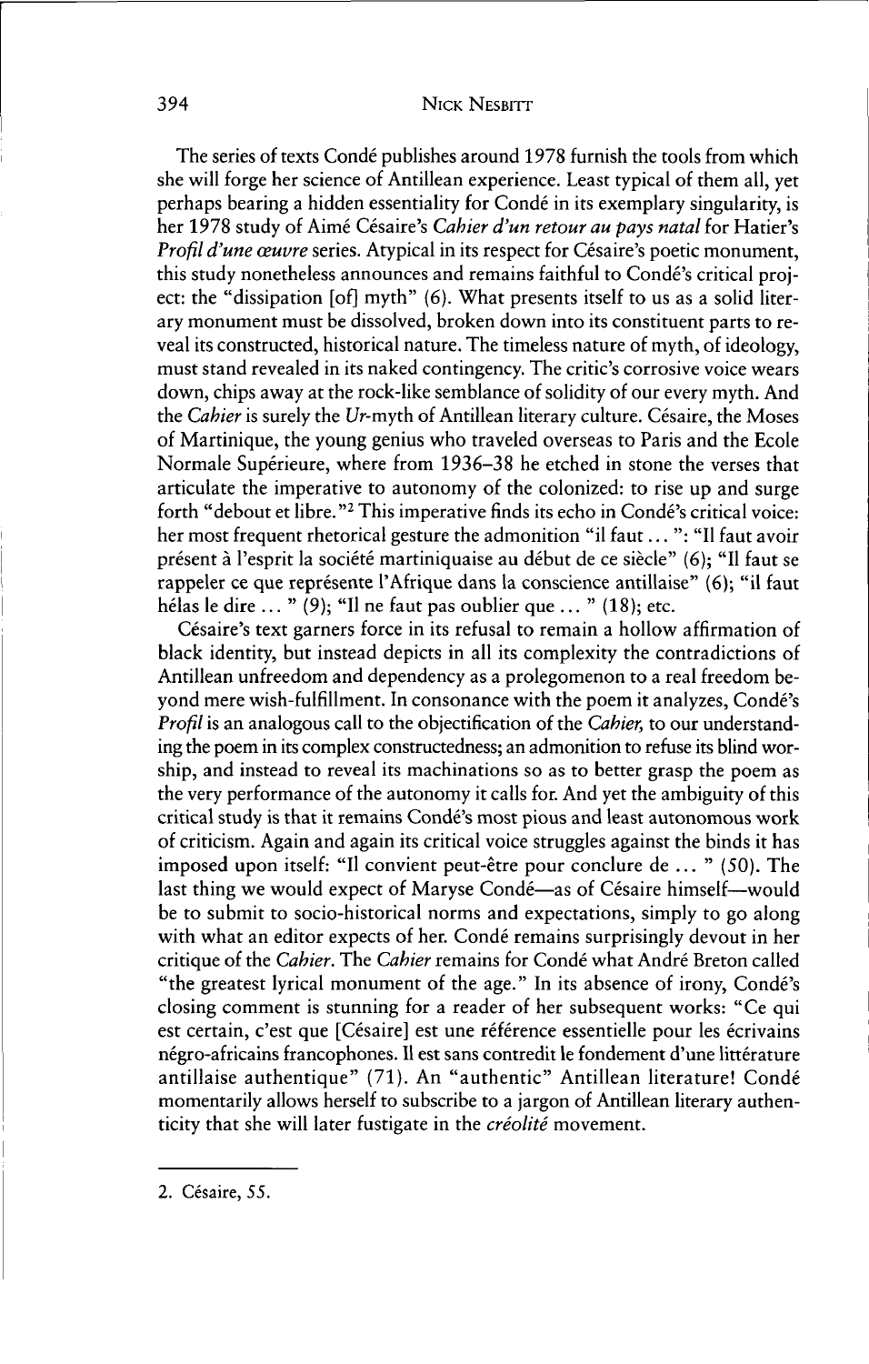The series of texts Condé publishes around 1978 furnish the tools from which she will forge her science of Antillean experience. Least typical of them all, yet perhaps bearing a hidden essentiality for Condé in its exemplary singularity, is her 1978 study of Aimé Césaire's *Cahier d'un retour au pays natal* for Hatier's *Profil d'une œuvre* series. Atypical in its respect for Césaire's poetic monument, this study nonetheless announces and remains faithful to Condé's critical project: the "dissipation [of] myth" (6). What presents itself to us as a solid literary monument must be dissolved, broken down into its constituent parts to reveal its constructed, historical nature. The timeless nature of myth, of ideology, must stand revealed in its naked contingency. The critic's corrosive voice wears down, chips away at the rock-like semblance of solidity of our every myth. And the *Cahier* is surely the *Ur*-myth of Antillean literary culture. Césaire, the Moses of Martinique, the young genius who traveled overseas to Paris and the Ecole Normale Supérieure, where from 1936–38 he etched in stone the verses that articulate the imperative to autonomy of the colonized: to rise up and surge forth "debout et libre."[2] This imperative finds its echo in Condé's critical voice: her most frequent rhetorical gesture the admonition "il faut ... ": "Il faut avoir présent à l'esprit la société martiniquaise au début de ce siècle" (6); "Il faut se rappeler ce que représente l'Afrique dans la conscience antillaise" (6); "il faut hélas le dire ... " (9); "Il ne faut pas oublier que ... " (18); etc.

Césaire's text garners force in its refusal to remain a hollow affirmation of black identity, but instead depicts in all its complexity the contradictions of Antillean unfreedom and dependency as a prolegomenon to a real freedom beyond mere wish-fulfillment. In consonance with the poem it analyzes, Condé's *Profil* is an analogous call to the objectification of the *Cahier*, to our understanding the poem in its complex constructedness; an admonition to refuse its blind worship, and instead to reveal its machinations so as to better grasp the poem as the very performance of the autonomy it calls for. And yet the ambiguity of this critical study is that it remains Condé's most pious and least autonomous work of criticism. Again and again its critical voice struggles against the binds it has imposed upon itself: "Il convient peut-être pour conclure de ... " (50). The last thing we would expect of Maryse Condé—as of Césaire himself—would be to submit to socio-historical norms and expectations, simply to go along with what an editor expects of her. Condé remains surprisingly devout in her critique of the *Cahier*. The *Cahier* remains for Condé what André Breton called "the greatest lyrical monument of the age." In its absence of irony, Condé's closing comment is stunning for a reader of her subsequent works: "Ce qui est certain, c'est que [Césaire] est une référence essentielle pour les écrivains négro-africains francophones. Il est sans contredit le fondement d'une littérature antillaise authentique" (71). An "authentic" Antillean literature! Condé momentarily allows herself to subscribe to a jargon of Antillean literary authenticity that she will later fustigate in the *créolité* movement.

---

2. Césaire, 55.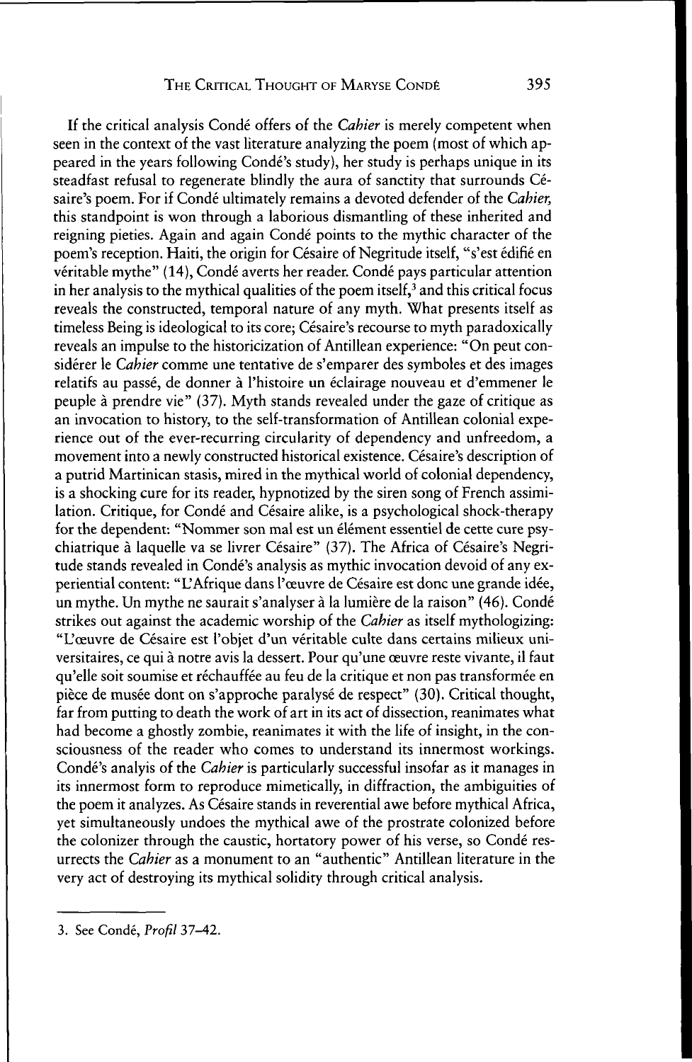If the critical analysis Condé offers of the *Cahier* is merely competent when seen in the context of the vast literature analyzing the poem (most of which appeared in the years following Condé's study), her study is perhaps unique in its steadfast refusal to regenerate blindly the aura of sanctity that surrounds Césaire's poem. For if Condé ultimately remains a devoted defender of the *Cahier,* this standpoint is won through a laborious dismantling of these inherited and reigning pieties. Again and again Condé points to the mythic character of the poem's reception. Haiti, the origin for Césaire of Negritude itself, "s'est édifié en véritable mythe" (14), Condé averts her reader. Condé pays particular attention in her analysis to the mythical qualities of the poem itself,[3] and this critical focus reveals the constructed, temporal nature of any myth. What presents itself as timeless Being is ideological to its core; Césaire's recourse to myth paradoxically reveals an impulse to the historicization of Antillean experience: "On peut considérer le *Cahier* comme une tentative de s'emparer des symboles et des images relatifs au passé, de donner à l'histoire un éclairage nouveau et d'emmener le peuple à prendre vie" (37). Myth stands revealed under the gaze of critique as an invocation to history, to the self-transformation of Antillean colonial experience out of the ever-recurring circularity of dependency and unfreedom, a movement into a newly constructed historical existence. Césaire's description of a putrid Martinican stasis, mired in the mythical world of colonial dependency, is a shocking cure for its reader, hypnotized by the siren song of French assimilation. Critique, for Condé and Césaire alike, is a psychological shock-therapy for the dependent: "Nommer son mal est un élément essentiel de cette cure psychiatrique à laquelle va se livrer Césaire" (37). The Africa of Césaire's Negritude stands revealed in Condé's analysis as mythic invocation devoid of any experiential content: "L'Afrique dans l'œuvre de Césaire est donc une grande idée, un mythe. Un mythe ne saurait s'analyser à la lumière de la raison" (46). Condé strikes out against the academic worship of the *Cahier* as itself mythologizing: "L'œuvre de Césaire est l'objet d'un véritable culte dans certains milieux universitaires, ce qui à notre avis la dessert. Pour qu'une œuvre reste vivante, il faut qu'elle soit soumise et réchauffée au feu de la critique et non pas transformée en pièce de musée dont on s'approche paralysé de respect" (30). Critical thought, far from putting to death the work of art in its act of dissection, reanimates what had become a ghostly zombie, reanimates it with the life of insight, in the consciousness of the reader who comes to understand its innermost workings. Condé's analyis of the *Cahier* is particularly successful insofar as it manages in its innermost form to reproduce mimetically, in diffraction, the ambiguities of the poem it analyzes. As Césaire stands in reverential awe before mythical Africa, yet simultaneously undoes the mythical awe of the prostrate colonized before the colonizer through the caustic, hortatory power of his verse, so Condé resurrects the *Cahier* as a monument to an "authentic" Antillean literature in the very act of destroying its mythical solidity through critical analysis.

3. See Condé, *Profil* 37–42.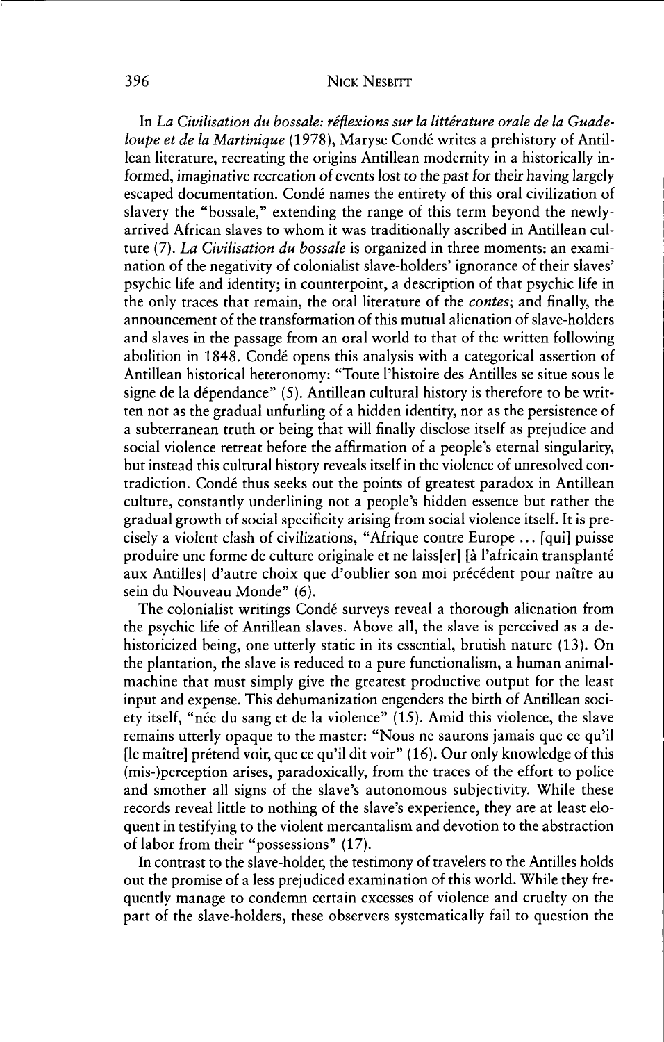In *La Civilisation du bossale: réflexions sur la littérature orale de la Guadeloupe et de la Martinique* (1978), Maryse Condé writes a prehistory of Antillean literature, recreating the origins Antillean modernity in a historically informed, imaginative recreation of events lost to the past for their having largely escaped documentation. Condé names the entirety of this oral civilization of slavery the "bossale," extending the range of this term beyond the newly-arrived African slaves to whom it was traditionally ascribed in Antillean culture (7). *La Civilisation du bossale* is organized in three moments: an examination of the negativity of colonialist slave-holders' ignorance of their slaves' psychic life and identity; in counterpoint, a description of that psychic life in the only traces that remain, the oral literature of the *contes*; and finally, the announcement of the transformation of this mutual alienation of slave-holders and slaves in the passage from an oral world to that of the written following abolition in 1848. Condé opens this analysis with a categorical assertion of Antillean historical heteronomy: "Toute l'histoire des Antilles se situe sous le signe de la dépendance" (5). Antillean cultural history is therefore to be written not as the gradual unfurling of a hidden identity, nor as the persistence of a subterranean truth or being that will finally disclose itself as prejudice and social violence retreat before the affirmation of a people's eternal singularity, but instead this cultural history reveals itself in the violence of unresolved contradiction. Condé thus seeks out the points of greatest paradox in Antillean culture, constantly underlining not a people's hidden essence but rather the gradual growth of social specificity arising from social violence itself. It is precisely a violent clash of civilizations, "Afrique contre Europe ... [qui] puisse produire une forme de culture originale et ne laiss[er] [à l'africain transplanté aux Antilles] d'autre choix que d'oublier son moi précédent pour naître au sein du Nouveau Monde" (6).

The colonialist writings Condé surveys reveal a thorough alienation from the psychic life of Antillean slaves. Above all, the slave is perceived as a dehistoricized being, one utterly static in its essential, brutish nature (13). On the plantation, the slave is reduced to a pure functionalism, a human animal-machine that must simply give the greatest productive output for the least input and expense. This dehumanization engenders the birth of Antillean society itself, "née du sang et de la violence" (15). Amid this violence, the slave remains utterly opaque to the master: "Nous ne saurons jamais que ce qu'il [le maître] prétend voir, que ce qu'il dit voir" (16). Our only knowledge of this (mis-)perception arises, paradoxically, from the traces of the effort to police and smother all signs of the slave's autonomous subjectivity. While these records reveal little to nothing of the slave's experience, they are at least eloquent in testifying to the violent mercantalism and devotion to the abstraction of labor from their "possessions" (17).

In contrast to the slave-holder, the testimony of travelers to the Antilles holds out the promise of a less prejudiced examination of this world. While they frequently manage to condemn certain excesses of violence and cruelty on the part of the slave-holders, these observers systematically fail to question the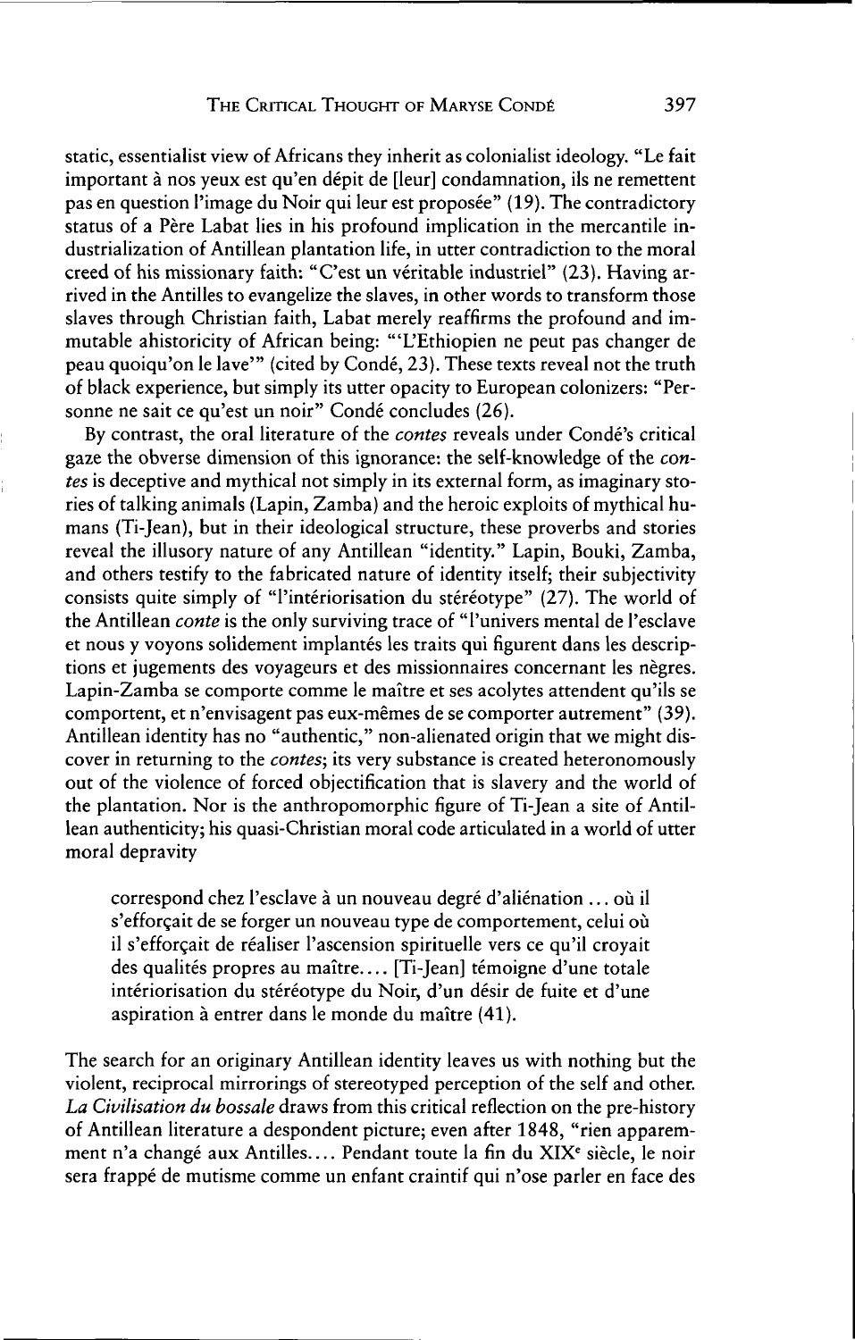static, essentialist view of Africans they inherit as colonialist ideology. "Le fait important à nos yeux est qu'en dépit de [leur] condamnation, ils ne remettent pas en question l'image du Noir qui leur est proposée" (19). The contradictory status of a Père Labat lies in his profound implication in the mercantile industrialization of Antillean plantation life, in utter contradiction to the moral creed of his missionary faith: "C'est un véritable industriel" (23). Having arrived in the Antilles to evangelize the slaves, in other words to transform those slaves through Christian faith, Labat merely reaffirms the profound and immutable ahistoricity of African being: "'L'Ethiopien ne peut pas changer de peau quoiqu'on le lave'" (cited by Condé, 23). These texts reveal not the truth of black experience, but simply its utter opacity to European colonizers: "Personne ne sait ce qu'est un noir" Condé concludes (26).

By contrast, the oral literature of the *contes* reveals under Condé's critical gaze the obverse dimension of this ignorance: the self-knowledge of the *contes* is deceptive and mythical not simply in its external form, as imaginary stories of talking animals (Lapin, Zamba) and the heroic exploits of mythical humans (Ti-Jean), but in their ideological structure, these proverbs and stories reveal the illusory nature of any Antillean "identity." Lapin, Bouki, Zamba, and others testify to the fabricated nature of identity itself; their subjectivity consists quite simply of "l'intériorisation du stéréotype" (27). The world of the Antillean *conte* is the only surviving trace of "l'univers mental de l'esclave et nous y voyons solidement implantés les traits qui figurent dans les descriptions et jugements des voyageurs et des missionnaires concernant les nègres. Lapin-Zamba se comporte comme le maître et ses acolytes attendent qu'ils se comportent, et n'envisagent pas eux-mêmes de se comporter autrement" (39). Antillean identity has no "authentic," non-alienated origin that we might discover in returning to the *contes*; its very substance is created heteronomously out of the violence of forced objectification that is slavery and the world of the plantation. Nor is the anthropomorphic figure of Ti-Jean a site of Antillean authenticity; his quasi-Christian moral code articulated in a world of utter moral depravity

> correspond chez l'esclave à un nouveau degré d'aliénation ... où il s'efforçait de se forger un nouveau type de comportement, celui où il s'efforçait de réaliser l'ascension spirituelle vers ce qu'il croyait des qualités propres au maître.... [Ti-Jean] témoigne d'une totale intériorisation du stéréotype du Noir, d'un désir de fuite et d'une aspiration à entrer dans le monde du maître (41).

The search for an originary Antillean identity leaves us with nothing but the violent, reciprocal mirrorings of stereotyped perception of the self and other. *La Civilisation du bossale* draws from this critical reflection on the pre-history of Antillean literature a despondent picture; even after 1848, "rien apparemment n'a changé aux Antilles.... Pendant toute la fin du XIX[e] siècle, le noir sera frappé de mutisme comme un enfant craintif qui n'ose parler en face des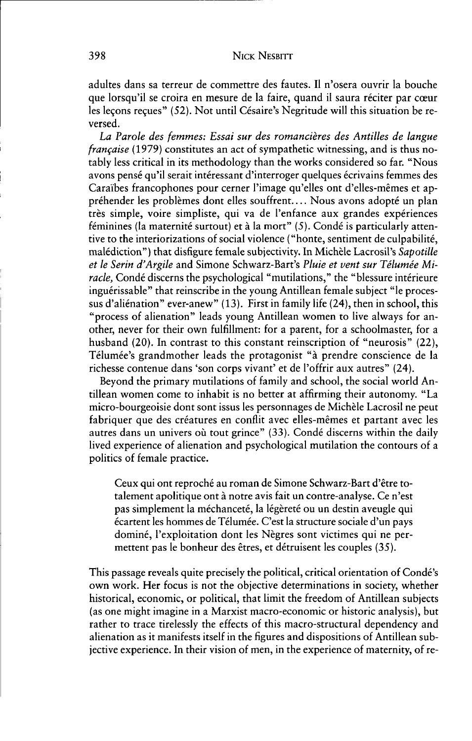adultes dans sa terreur de commettre des fautes. Il n'osera ouvrir la bouche que lorsqu'il se croira en mesure de la faire, quand il saura réciter par cœur les leçons reçues" (52). Not until Césaire's Negritude will this situation be reversed.

*La Parole des femmes: Essai sur des romancières des Antilles de langue française* (1979) constitutes an act of sympathetic witnessing, and is thus notably less critical in its methodology than the works considered so far. "Nous avons pensé qu'il serait intéressant d'interroger quelques écrivains femmes des Caraïbes francophones pour cerner l'image qu'elles ont d'elles-mêmes et appréhender les problèmes dont elles souffrent.... Nous avons adopté un plan très simple, voire simpliste, qui va de l'enfance aux grandes expériences féminines (la maternité surtout) et à la mort" (5). Condé is particularly attentive to the interiorizations of social violence ("honte, sentiment de culpabilité, malédiction") that disfigure female subjectivity. In Michèle Lacrosil's *Sapotille et le Serin d'Argile* and Simone Schwarz-Bart's *Pluie et vent sur Télumée Miracle,* Condé discerns the psychological "mutilations," the "blessure intérieure inguérissable" that reinscribe in the young Antillean female subject "le processus d'aliénation" ever-anew" (13). First in family life (24), then in school, this "process of alienation" leads young Antillean women to live always for another, never for their own fulfillment: for a parent, for a schoolmaster, for a husband (20). In contrast to this constant reinscription of "neurosis" (22), Télumée's grandmother leads the protagonist "à prendre conscience de la richesse contenue dans 'son corps vivant' et de l'offrir aux autres" (24).

Beyond the primary mutilations of family and school, the social world Antillean women come to inhabit is no better at affirming their autonomy. "La micro-bourgeoisie dont sont issus les personnages de Michèle Lacrosil ne peut fabriquer que des créatures en conflit avec elles-mêmes et partant avec les autres dans un univers où tout grince" (33). Condé discerns within the daily lived experience of alienation and psychological mutilation the contours of a politics of female practice.

> Ceux qui ont reproché au roman de Simone Schwarz-Bart d'être totalement apolitique ont à notre avis fait un contre-analyse. Ce n'est pas simplement la méchanceté, la légèreté ou un destin aveugle qui écartent les hommes de Télumée. C'est la structure sociale d'un pays dominé, l'exploitation dont les Nègres sont victimes qui ne permettent pas le bonheur des êtres, et détruisent les couples (35).

This passage reveals quite precisely the political, critical orientation of Condé's own work. Her focus is not the objective determinations in society, whether historical, economic, or political, that limit the freedom of Antillean subjects (as one might imagine in a Marxist macro-economic or historic analysis), but rather to trace tirelessly the effects of this macro-structural dependency and alienation as it manifests itself in the figures and dispositions of Antillean subjective experience. In their vision of men, in the experience of maternity, of re-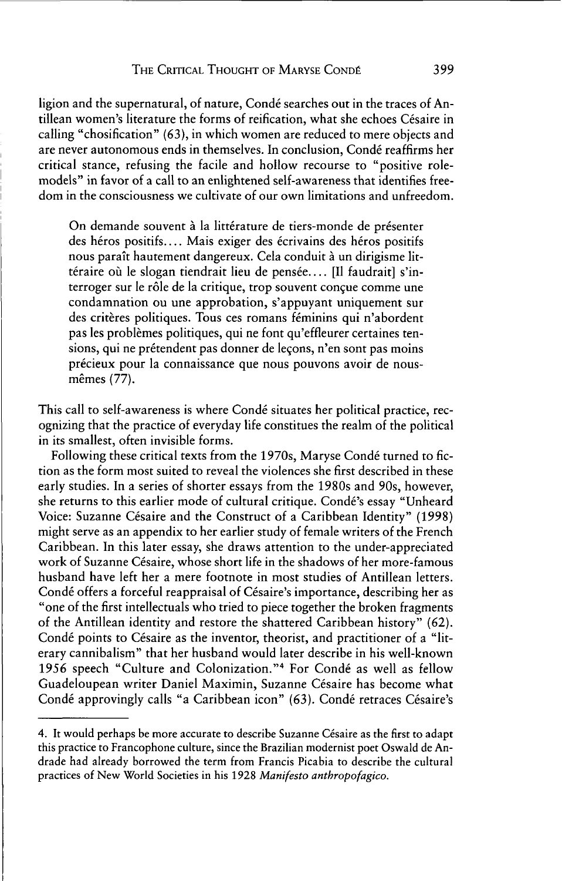ligion and the supernatural, of nature, Condé searches out in the traces of Antillean women's literature the forms of reification, what she echoes Césaire in calling "chosification" (63), in which women are reduced to mere objects and are never autonomous ends in themselves. In conclusion, Condé reaffirms her critical stance, refusing the facile and hollow recourse to "positive role-models" in favor of a call to an enlightened self-awareness that identifies freedom in the consciousness we cultivate of our own limitations and unfreedom.

> On demande souvent à la littérature de tiers-monde de présenter des héros positifs.... Mais exiger des écrivains des héros positifs nous paraît hautement dangereux. Cela conduit à un dirigisme littéraire où le slogan tiendrait lieu de pensée.... [Il faudrait] s'interroger sur le rôle de la critique, trop souvent conçue comme une condamnation ou une approbation, s'appuyant uniquement sur des critères politiques. Tous ces romans féminins qui n'abordent pas les problèmes politiques, qui ne font qu'effleurer certaines tensions, qui ne prétendent pas donner de leçons, n'en sont pas moins précieux pour la connaissance que nous pouvons avoir de nous-mêmes (77).

This call to self-awareness is where Condé situates her political practice, recognizing that the practice of everyday life constitues the realm of the political in its smallest, often invisible forms.

Following these critical texts from the 1970s, Maryse Condé turned to fiction as the form most suited to reveal the violences she first described in these early studies. In a series of shorter essays from the 1980s and 90s, however, she returns to this earlier mode of cultural critique. Condé's essay "Unheard Voice: Suzanne Césaire and the Construct of a Caribbean Identity" (1998) might serve as an appendix to her earlier study of female writers of the French Caribbean. In this later essay, she draws attention to the under-appreciated work of Suzanne Césaire, whose short life in the shadows of her more-famous husband have left her a mere footnote in most studies of Antillean letters. Condé offers a forceful reappraisal of Césaire's importance, describing her as "one of the first intellectuals who tried to piece together the broken fragments of the Antillean identity and restore the shattered Caribbean history" (62). Condé points to Césaire as the inventor, theorist, and practitioner of a "literary cannibalism" that her husband would later describe in his well-known 1956 speech "Culture and Colonization."[4] For Condé as well as fellow Guadeloupean writer Daniel Maximin, Suzanne Césaire has become what Condé approvingly calls "a Caribbean icon" (63). Condé retraces Césaire's

---

4. It would perhaps be more accurate to describe Suzanne Césaire as the first to adapt this practice to Francophone culture, since the Brazilian modernist poet Oswald de Andrade had already borrowed the term from Francis Picabia to describe the cultural practices of New World Societies in his 1928 *Manifesto anthropofagico.*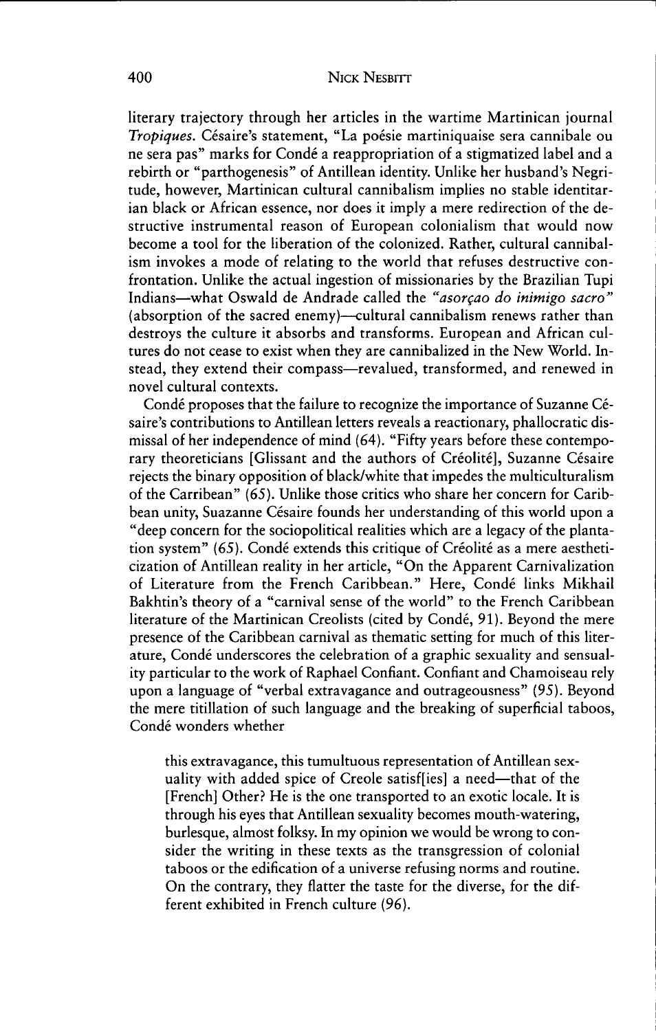literary trajectory through her articles in the wartime Martinican journal *Tropiques*. Césaire's statement, "La poésie martiniquaise sera cannibale ou ne sera pas" marks for Condé a reappropriation of a stigmatized label and a rebirth or "parthogenesis" of Antillean identity. Unlike her husband's Negritude, however, Martinican cultural cannibalism implies no stable identitarian black or African essence, nor does it imply a mere redirection of the destructive instrumental reason of European colonialism that would now become a tool for the liberation of the colonized. Rather, cultural cannibalism invokes a mode of relating to the world that refuses destructive confrontation. Unlike the actual ingestion of missionaries by the Brazilian Tupi Indians—what Oswald de Andrade called the *"asorçao do inimigo sacro"* (absorption of the sacred enemy)—cultural cannibalism renews rather than destroys the culture it absorbs and transforms. European and African cultures do not cease to exist when they are cannibalized in the New World. Instead, they extend their compass—revalued, transformed, and renewed in novel cultural contexts.

Condé proposes that the failure to recognize the importance of Suzanne Césaire's contributions to Antillean letters reveals a reactionary, phallocratic dismissal of her independence of mind (64). "Fifty years before these contemporary theoreticians [Glissant and the authors of Créolité], Suzanne Césaire rejects the binary opposition of black/white that impedes the multiculturalism of the Carribean" (65). Unlike those critics who share her concern for Caribbean unity, Suazanne Césaire founds her understanding of this world upon a "deep concern for the sociopolitical realities which are a legacy of the plantation system" (65). Condé extends this critique of Créolité as a mere aestheticization of Antillean reality in her article, "On the Apparent Carnivalization of Literature from the French Caribbean." Here, Condé links Mikhail Bakhtin's theory of a "carnival sense of the world" to the French Caribbean literature of the Martinican Creolists (cited by Condé, 91). Beyond the mere presence of the Caribbean carnival as thematic setting for much of this literature, Condé underscores the celebration of a graphic sexuality and sensuality particular to the work of Raphael Confiant. Confiant and Chamoiseau rely upon a language of "verbal extravagance and outrageousness" (95). Beyond the mere titillation of such language and the breaking of superficial taboos, Condé wonders whether

> this extravagance, this tumultuous representation of Antillean sexuality with added spice of Creole satisf[ies] a need—that of the [French] Other? He is the one transported to an exotic locale. It is through his eyes that Antillean sexuality becomes mouth-watering, burlesque, almost folksy. In my opinion we would be wrong to consider the writing in these texts as the transgression of colonial taboos or the edification of a universe refusing norms and routine. On the contrary, they flatter the taste for the diverse, for the different exhibited in French culture (96).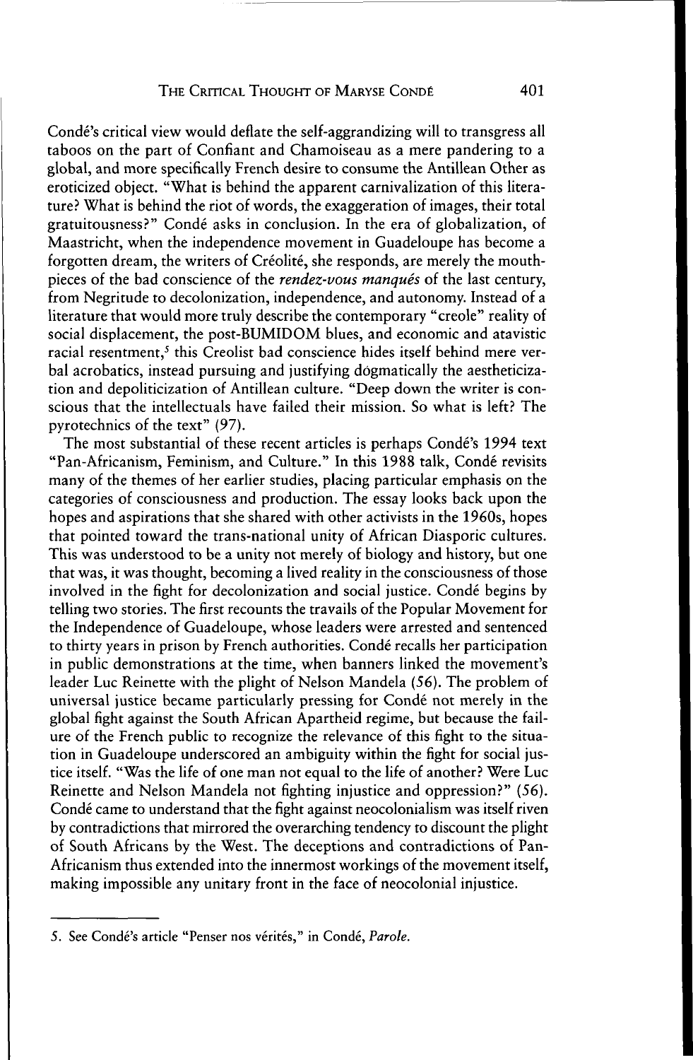Condé's critical view would deflate the self-aggrandizing will to transgress all taboos on the part of Confiant and Chamoiseau as a mere pandering to a global, and more specifically French desire to consume the Antillean Other as eroticized object. "What is behind the apparent carnivalization of this literature? What is behind the riot of words, the exaggeration of images, their total gratuitousness?" Condé asks in conclusion. In the era of globalization, of Maastricht, when the independence movement in Guadeloupe has become a forgotten dream, the writers of Créolité, she responds, are merely the mouthpieces of the bad conscience of the *rendez-vous manqués* of the last century, from Negritude to decolonization, independence, and autonomy. Instead of a literature that would more truly describe the contemporary "creole" reality of social displacement, the post-BUMIDOM blues, and economic and atavistic racial resentment,[5] this Creolist bad conscience hides itself behind mere verbal acrobatics, instead pursuing and justifying dogmatically the aestheticization and depoliticization of Antillean culture. "Deep down the writer is conscious that the intellectuals have failed their mission. So what is left? The pyrotechnics of the text" (97).

The most substantial of these recent articles is perhaps Condé's 1994 text "Pan-Africanism, Feminism, and Culture." In this 1988 talk, Condé revisits many of the themes of her earlier studies, placing particular emphasis on the categories of consciousness and production. The essay looks back upon the hopes and aspirations that she shared with other activists in the 1960s, hopes that pointed toward the trans-national unity of African Diasporic cultures. This was understood to be a unity not merely of biology and history, but one that was, it was thought, becoming a lived reality in the consciousness of those involved in the fight for decolonization and social justice. Condé begins by telling two stories. The first recounts the travails of the Popular Movement for the Independence of Guadeloupe, whose leaders were arrested and sentenced to thirty years in prison by French authorities. Condé recalls her participation in public demonstrations at the time, when banners linked the movement's leader Luc Reinette with the plight of Nelson Mandela (56). The problem of universal justice became particularly pressing for Condé not merely in the global fight against the South African Apartheid regime, but because the failure of the French public to recognize the relevance of this fight to the situation in Guadeloupe underscored an ambiguity within the fight for social justice itself. "Was the life of one man not equal to the life of another? Were Luc Reinette and Nelson Mandela not fighting injustice and oppression?" (56). Condé came to understand that the fight against neocolonialism was itself riven by contradictions that mirrored the overarching tendency to discount the plight of South Africans by the West. The deceptions and contradictions of Pan-Africanism thus extended into the innermost workings of the movement itself, making impossible any unitary front in the face of neocolonial injustice.

---

5. See Condé's article "Penser nos vérités," in Condé, *Parole*.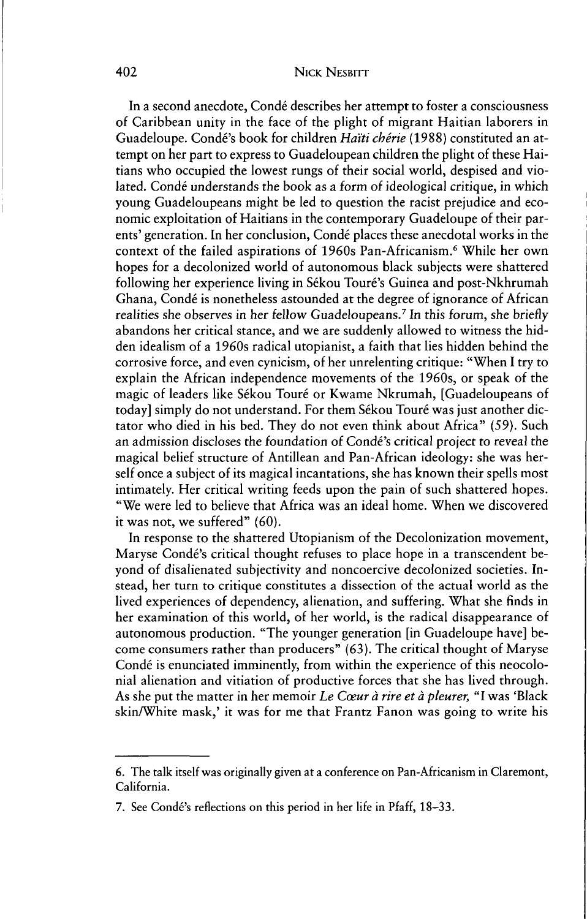In a second anecdote, Condé describes her attempt to foster a consciousness of Caribbean unity in the face of the plight of migrant Haitian laborers in Guadeloupe. Condé's book for children *Haïti chérie* (1988) constituted an attempt on her part to express to Guadeloupean children the plight of these Haitians who occupied the lowest rungs of their social world, despised and violated. Condé understands the book as a form of ideological critique, in which young Guadeloupeans might be led to question the racist prejudice and economic exploitation of Haitians in the contemporary Guadeloupe of their parents' generation. In her conclusion, Condé places these anecdotal works in the context of the failed aspirations of 1960s Pan-Africanism.[6] While her own hopes for a decolonized world of autonomous black subjects were shattered following her experience living in Sékou Touré's Guinea and post-Nkhrumah Ghana, Condé is nonetheless astounded at the degree of ignorance of African realities she observes in her fellow Guadeloupeans.[7] In this forum, she briefly abandons her critical stance, and we are suddenly allowed to witness the hidden idealism of a 1960s radical utopianist, a faith that lies hidden behind the corrosive force, and even cynicism, of her unrelenting critique: "When I try to explain the African independence movements of the 1960s, or speak of the magic of leaders like Sékou Touré or Kwame Nkrumah, [Guadeloupeans of today] simply do not understand. For them Sékou Touré was just another dictator who died in his bed. They do not even think about Africa" (59). Such an admission discloses the foundation of Condé's critical project to reveal the magical belief structure of Antillean and Pan-African ideology: she was herself once a subject of its magical incantations, she has known their spells most intimately. Her critical writing feeds upon the pain of such shattered hopes. "We were led to believe that Africa was an ideal home. When we discovered it was not, we suffered" (60).

In response to the shattered Utopianism of the Decolonization movement, Maryse Condé's critical thought refuses to place hope in a transcendent beyond of disalienated subjectivity and noncoercive decolonized societies. Instead, her turn to critique constitutes a dissection of the actual world as the lived experiences of dependency, alienation, and suffering. What she finds in her examination of this world, of her world, is the radical disappearance of autonomous production. "The younger generation [in Guadeloupe have] become consumers rather than producers" (63). The critical thought of Maryse Condé is enunciated imminently, from within the experience of this neocolonial alienation and vitiation of productive forces that she has lived through. As she put the matter in her memoir *Le Cœur à rire et à pleurer,* "I was 'Black skin/White mask,' it was for me that Frantz Fanon was going to write his

---

6. The talk itself was originally given at a conference on Pan-Africanism in Claremont, California.

7. See Condé's reflections on this period in her life in Pfaff, 18–33.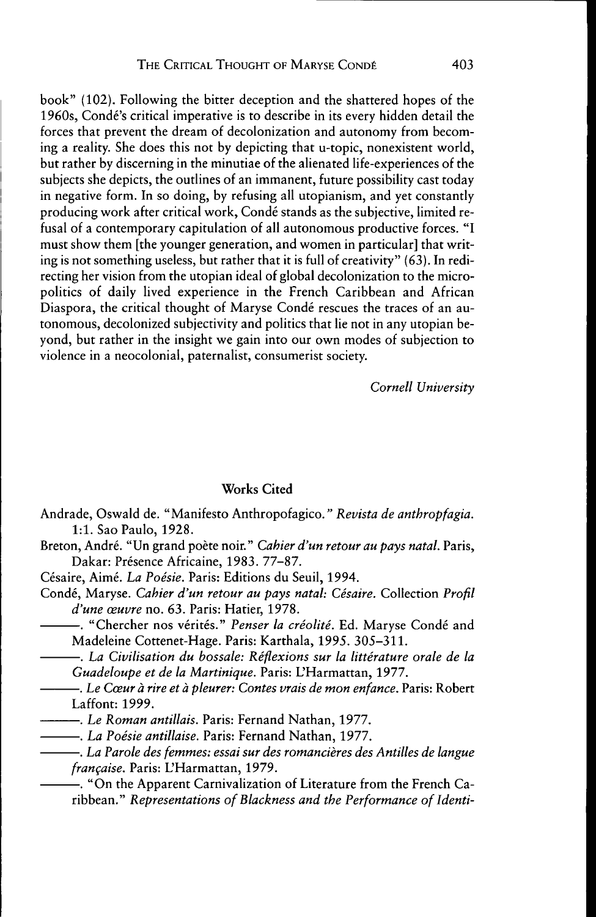book" (102). Following the bitter deception and the shattered hopes of the 1960s, Condé's critical imperative is to describe in its every hidden detail the forces that prevent the dream of decolonization and autonomy from becoming a reality. She does this not by depicting that u-topic, nonexistent world, but rather by discerning in the minutiae of the alienated life-experiences of the subjects she depicts, the outlines of an immanent, future possibility cast today in negative form. In so doing, by refusing all utopianism, and yet constantly producing work after critical work, Condé stands as the subjective, limited refusal of a contemporary capitulation of all autonomous productive forces. "I must show them [the younger generation, and women in particular] that writing is not something useless, but rather that it is full of creativity" (63). In redirecting her vision from the utopian ideal of global decolonization to the micropolitics of daily lived experience in the French Caribbean and African Diaspora, the critical thought of Maryse Condé rescues the traces of an autonomous, decolonized subjectivity and politics that lie not in any utopian beyond, but rather in the insight we gain into our own modes of subjection to violence in a neocolonial, paternalist, consumerist society.

*Cornell University*

## Works Cited

Andrade, Oswald de. "Manifesto Anthropofagico." *Revista de anthropfagia.* 1:1. Sao Paulo, 1928.

Breton, André. "Un grand poète noir." *Cahier d'un retour au pays natal.* Paris, Dakar: Présence Africaine, 1983. 77–87.

Césaire, Aimé. *La Poésie.* Paris: Editions du Seuil, 1994.

Condé, Maryse. *Cahier d'un retour au pays natal: Césaire.* Collection *Profil d'une œuvre* no. 63. Paris: Hatier, 1978.

———. "Chercher nos vérités." *Penser la créolité.* Ed. Maryse Condé and Madeleine Cottenet-Hage. Paris: Karthala, 1995. 305–311.

———. *La Civilisation du bossale: Réflexions sur la littérature orale de la Guadeloupe et de la Martinique.* Paris: L'Harmattan, 1977.

———. *Le Cœur à rire et à pleurer: Contes vrais de mon enfance.* Paris: Robert Laffont: 1999.

———. *Le Roman antillais.* Paris: Fernand Nathan, 1977.

———. *La Poésie antillaise.* Paris: Fernand Nathan, 1977.

———. *La Parole des femmes: essai sur des romancières des Antilles de langue française.* Paris: L'Harmattan, 1979.

———. "On the Apparent Carnivalization of Literature from the French Caribbean." *Representations of Blackness and the Performance of Identi-*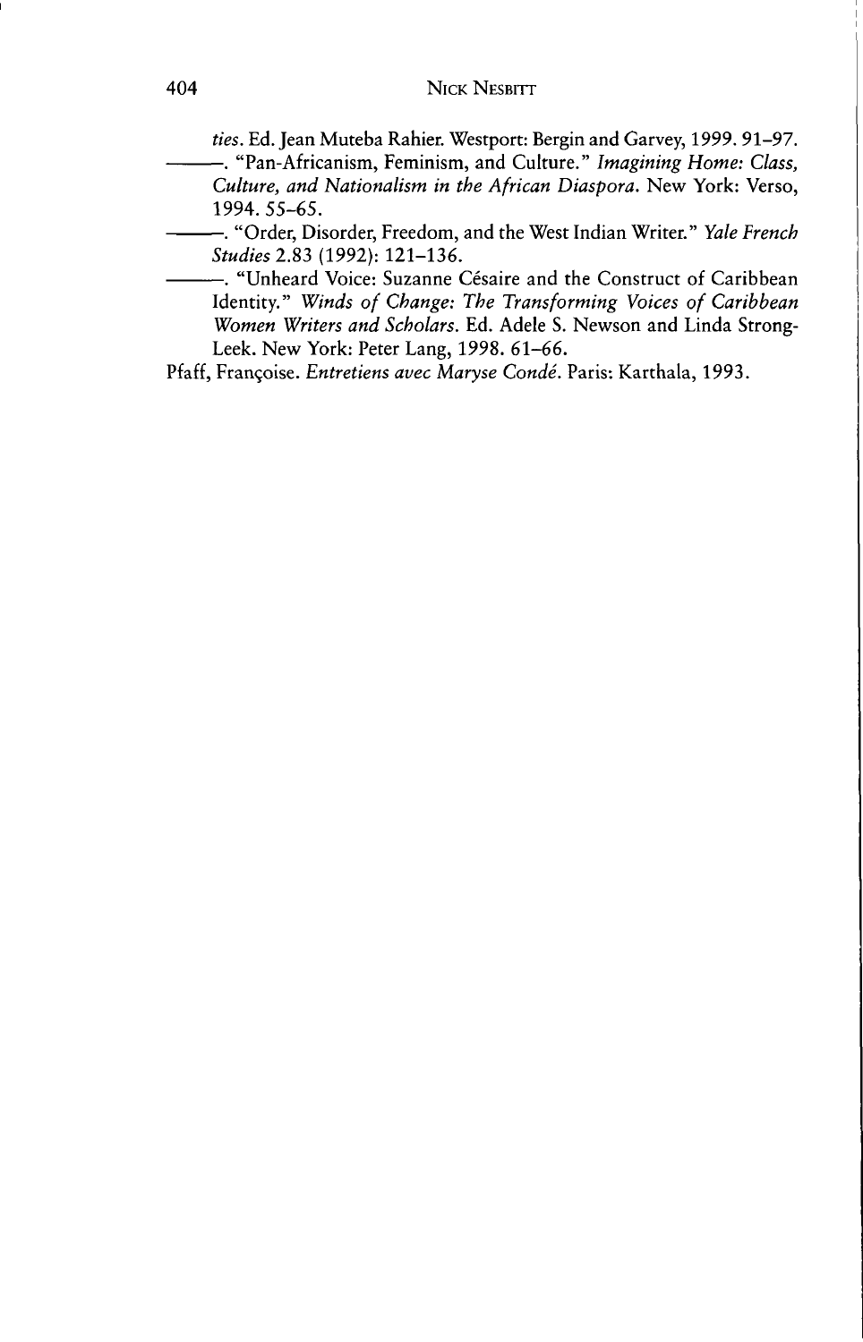*ties*. Ed. Jean Muteba Rahier. Westport: Bergin and Garvey, 1999. 91–97.

———. "Pan-Africanism, Feminism, and Culture." *Imagining Home: Class, Culture, and Nationalism in the African Diaspora*. New York: Verso, 1994. 55–65.

———. "Order, Disorder, Freedom, and the West Indian Writer." *Yale French Studies* 2.83 (1992): 121–136.

———. "Unheard Voice: Suzanne Césaire and the Construct of Caribbean Identity." *Winds of Change: The Transforming Voices of Caribbean Women Writers and Scholars*. Ed. Adele S. Newson and Linda Strong-Leek. New York: Peter Lang, 1998. 61–66.

Pfaff, Françoise. *Entretiens avec Maryse Condé*. Paris: Karthala, 1993.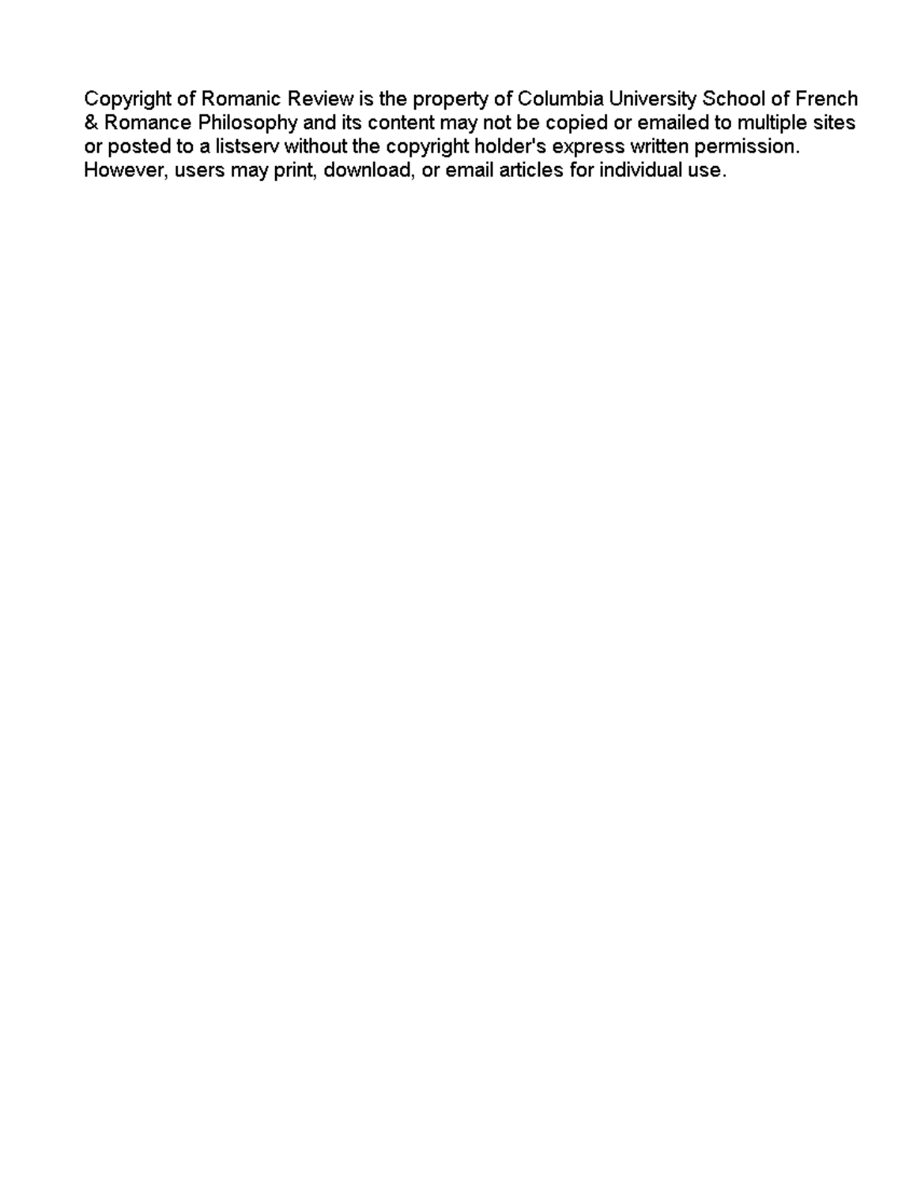Copyright of Romanic Review is the property of Columbia University School of French & Romance Philosophy and its content may not be copied or emailed to multiple sites or posted to a listserv without the copyright holder's express written permission. However, users may print, download, or email articles for individual use.